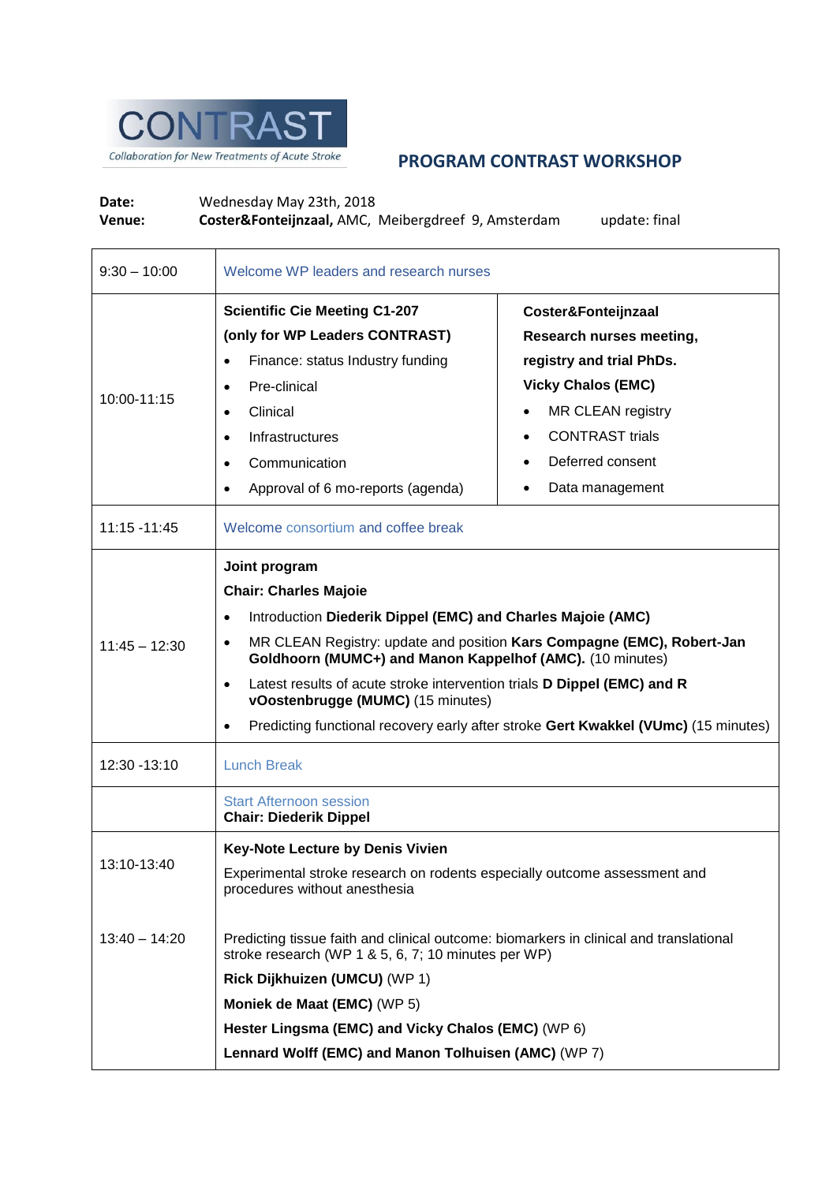CONTRAST

Collaboration for New Treatments of Acute Stroke

# PROGRAM CONTRAST WORKSHOP

**Date:** Wednesday May 23th, 2018

**Venue:** **Coster&Fonteijnzaal,** AMC, Meibergdreef 9, Amsterdam update: final

| Time | Program | |
|---|---|---|
| 9:30 – 10:00 | Welcome WP leaders and research nurses | |
| 10:00-11:15 | **Scientific Cie Meeting C1-207**<br>**(only for WP Leaders CONTRAST)**<br>• Finance: status Industry funding<br>• Pre-clinical<br>• Clinical<br>• Infrastructures<br>• Communication<br>• Approval of 6 mo-reports (agenda) | **Coster&Fonteijnzaal**<br>**Research nurses meeting, registry and trial PhDs.**<br>**Vicky Chalos (EMC)**<br>• MR CLEAN registry<br>• CONTRAST trials<br>• Deferred consent<br>• Data management |
| 11:15 -11:45 | Welcome consortium and coffee break | |
| 11:45 – 12:30 | **Joint program**<br>**Chair: Charles Majoie**<br>• Introduction **Diederik Dippel (EMC) and Charles Majoie (AMC)**<br>• MR CLEAN Registry: update and position **Kars Compagne (EMC), Robert-Jan Goldhoorn (MUMC+) and Manon Kappelhof (AMC).** (10 minutes)<br>• Latest results of acute stroke intervention trials **D Dippel (EMC) and R vOostenbrugge (MUMC)** (15 minutes)<br>• Predicting functional recovery early after stroke **Gert Kwakkel (VUmc)** (15 minutes) | |
| 12:30 -13:10 | Lunch Break | |
| | Start Afternoon session<br>**Chair: Diederik Dippel** | |
| 13:10-13:40<br><br>13:40 – 14:20 | **Key-Note Lecture by Denis Vivien**<br>Experimental stroke research on rodents especially outcome assessment and procedures without anesthesia<br><br>Predicting tissue faith and clinical outcome: biomarkers in clinical and translational stroke research (WP 1 & 5, 6, 7; 10 minutes per WP)<br>**Rick Dijkhuizen (UMCU)** (WP 1)<br>**Moniek de Maat (EMC)** (WP 5)<br>**Hester Lingsma (EMC) and Vicky Chalos (EMC)** (WP 6)<br>**Lennard Wolff (EMC) and Manon Tolhuisen (AMC)** (WP 7) | |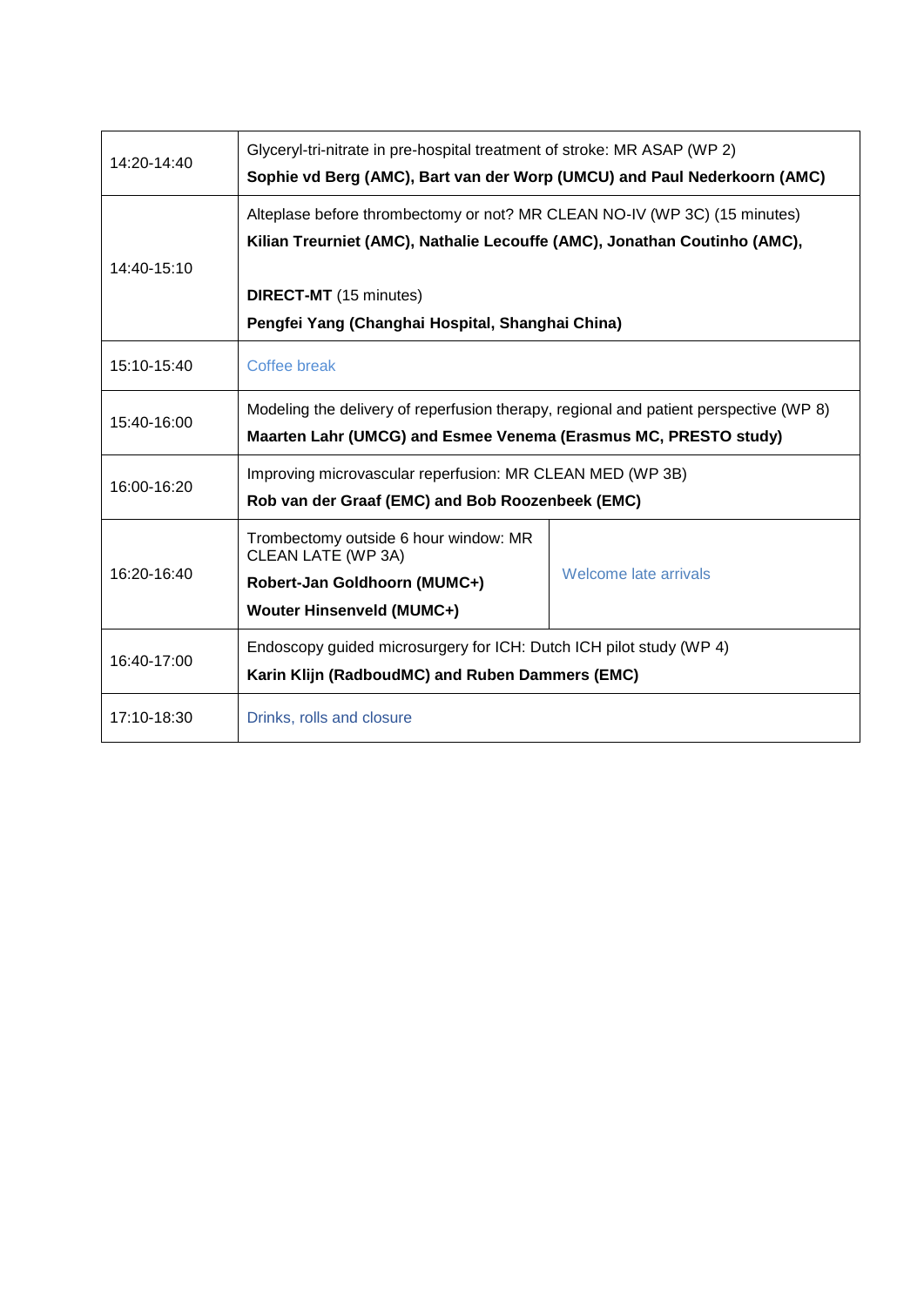| | | |
|---|---|---|
| 14:20-14:40 | Glyceryl-tri-nitrate in pre-hospital treatment of stroke: MR ASAP (WP 2)<br>**Sophie vd Berg (AMC), Bart van der Worp (UMCU) and Paul Nederkoorn (AMC)** | |
| 14:40-15:10 | Alteplase before thrombectomy or not? MR CLEAN NO-IV (WP 3C) (15 minutes)<br>**Kilian Treurniet (AMC), Nathalie Lecouffe (AMC), Jonathan Coutinho (AMC),**<br><br>**DIRECT-MT** (15 minutes)<br>**Pengfei Yang (Changhai Hospital, Shanghai China)** | |
| 15:10-15:40 | Coffee break | |
| 15:40-16:00 | Modeling the delivery of reperfusion therapy, regional and patient perspective (WP 8)<br>**Maarten Lahr (UMCG) and Esmee Venema (Erasmus MC, PRESTO study)** | |
| 16:00-16:20 | Improving microvascular reperfusion: MR CLEAN MED (WP 3B)<br>**Rob van der Graaf (EMC) and Bob Roozenbeek (EMC)** | |
| 16:20-16:40 | Trombectomy outside 6 hour window: MR CLEAN LATE (WP 3A)<br>**Robert-Jan Goldhoorn (MUMC+)**<br>**Wouter Hinsenveld (MUMC+)** | Welcome late arrivals |
| 16:40-17:00 | Endoscopy guided microsurgery for ICH: Dutch ICH pilot study (WP 4)<br>**Karin Klijn (RadboudMC) and Ruben Dammers (EMC)** | |
| 17:10-18:30 | Drinks, rolls and closure | |